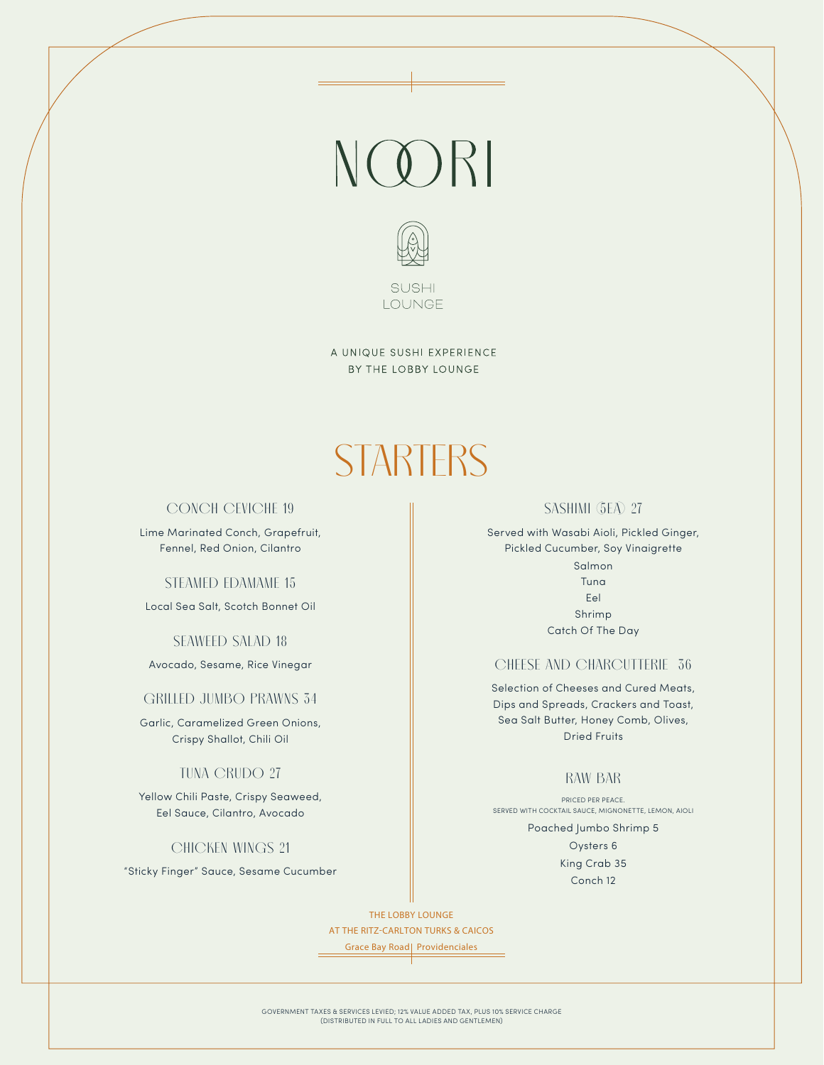# NOORI

SUSHI LOUNGE

A UNIQUE SUSHI EXPERIENCE
BY THE LOBBY LOUNGE

## STARTERS

### CONCH CEVICHE 19

Lime Marinated Conch, Grapefruit, Fennel, Red Onion, Cilantro

### STEAMED EDAMAME 15

Local Sea Salt, Scotch Bonnet Oil

### SEAWEED SALAD 18

Avocado, Sesame, Rice Vinegar

### GRILLED JUMBO PRAWNS 34

Garlic, Caramelized Green Onions, Crispy Shallot, Chili Oil

### TUNA CRUDO 27

Yellow Chili Paste, Crispy Seaweed, Eel Sauce, Cilantro, Avocado

### CHICKEN WINGS 21

"Sticky Finger" Sauce, Sesame Cucumber

### SASHIMI (5EA) 27

Served with Wasabi Aioli, Pickled Ginger, Pickled Cucumber, Soy Vinaigrette

Salmon
Tuna
Eel
Shrimp
Catch Of The Day

### CHEESE AND CHARCUTTERIE 36

Selection of Cheeses and Cured Meats, Dips and Spreads, Crackers and Toast, Sea Salt Butter, Honey Comb, Olives, Dried Fruits

### RAW BAR

PRICED PER PEACE.
SERVED WITH COCKTAIL SAUCE, MIGNONETTE, LEMON, AIOLI

Poached Jumbo Shrimp 5
Oysters 6
King Crab 35
Conch 12

THE LOBBY LOUNGE
AT THE RITZ-CARLTON TURKS & CAICOS
Grace Bay Road | Providenciales

GOVERNMENT TAXES & SERVICES LEVIED; 12% VALUE ADDED TAX, PLUS 10% SERVICE CHARGE
(DISTRIBUTED IN FULL TO ALL LADIES AND GENTLEMEN)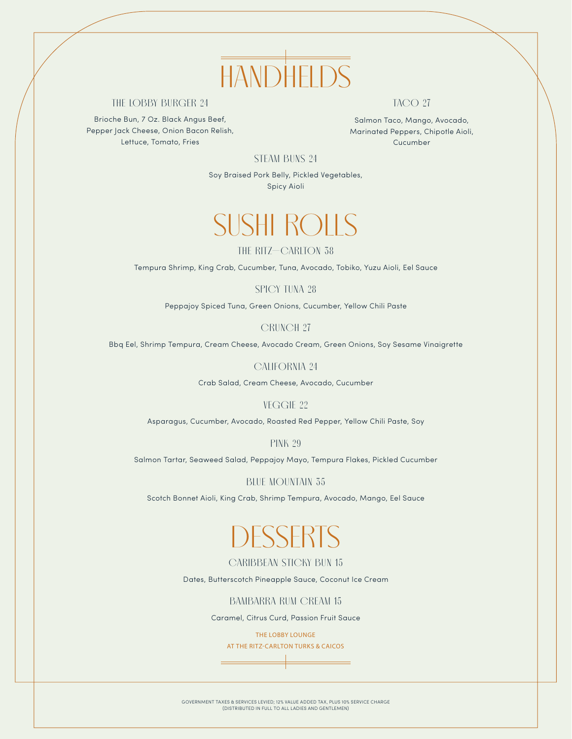# HANDHELDS

### THE LOBBY BURGER 24

Brioche Bun, 7 Oz. Black Angus Beef, Pepper Jack Cheese, Onion Bacon Relish, Lettuce, Tomato, Fries

### TACO 27

Salmon Taco, Mango, Avocado, Marinated Peppers, Chipotle Aioli, Cucumber

### STEAM BUNS 24

Soy Braised Pork Belly, Pickled Vegetables, Spicy Aioli

# SUSHI ROLLS

### THE RITZ—CARLTON 38

Tempura Shrimp, King Crab, Cucumber, Tuna, Avocado, Tobiko, Yuzu Aioli, Eel Sauce

### SPICY TUNA 28

Peppajoy Spiced Tuna, Green Onions, Cucumber, Yellow Chili Paste

### CRUNCH 27

Bbq Eel, Shrimp Tempura, Cream Cheese, Avocado Cream, Green Onions, Soy Sesame Vinaigrette

### CALIFORNIA 24

Crab Salad, Cream Cheese, Avocado, Cucumber

### VEGGIE 22

Asparagus, Cucumber, Avocado, Roasted Red Pepper, Yellow Chili Paste, Soy

### PINK 29

Salmon Tartar, Seaweed Salad, Peppajoy Mayo, Tempura Flakes, Pickled Cucumber

### BLUE MOUNTAIN 35

Scotch Bonnet Aioli, King Crab, Shrimp Tempura, Avocado, Mango, Eel Sauce

# DESSERTS

### CARIBBEAN STICKY BUN 15

Dates, Butterscotch Pineapple Sauce, Coconut Ice Cream

### BAMBARRA RUM CREAM 15

Caramel, Citrus Curd, Passion Fruit Sauce

THE LOBBY LOUNGE
AT THE RITZ-CARLTON TURKS & CAICOS

GOVERNMENT TAXES & SERVICES LEVIED; 12% VALUE ADDED TAX, PLUS 10% SERVICE CHARGE
(DISTRIBUTED IN FULL TO ALL LADIES AND GENTLEMEN)